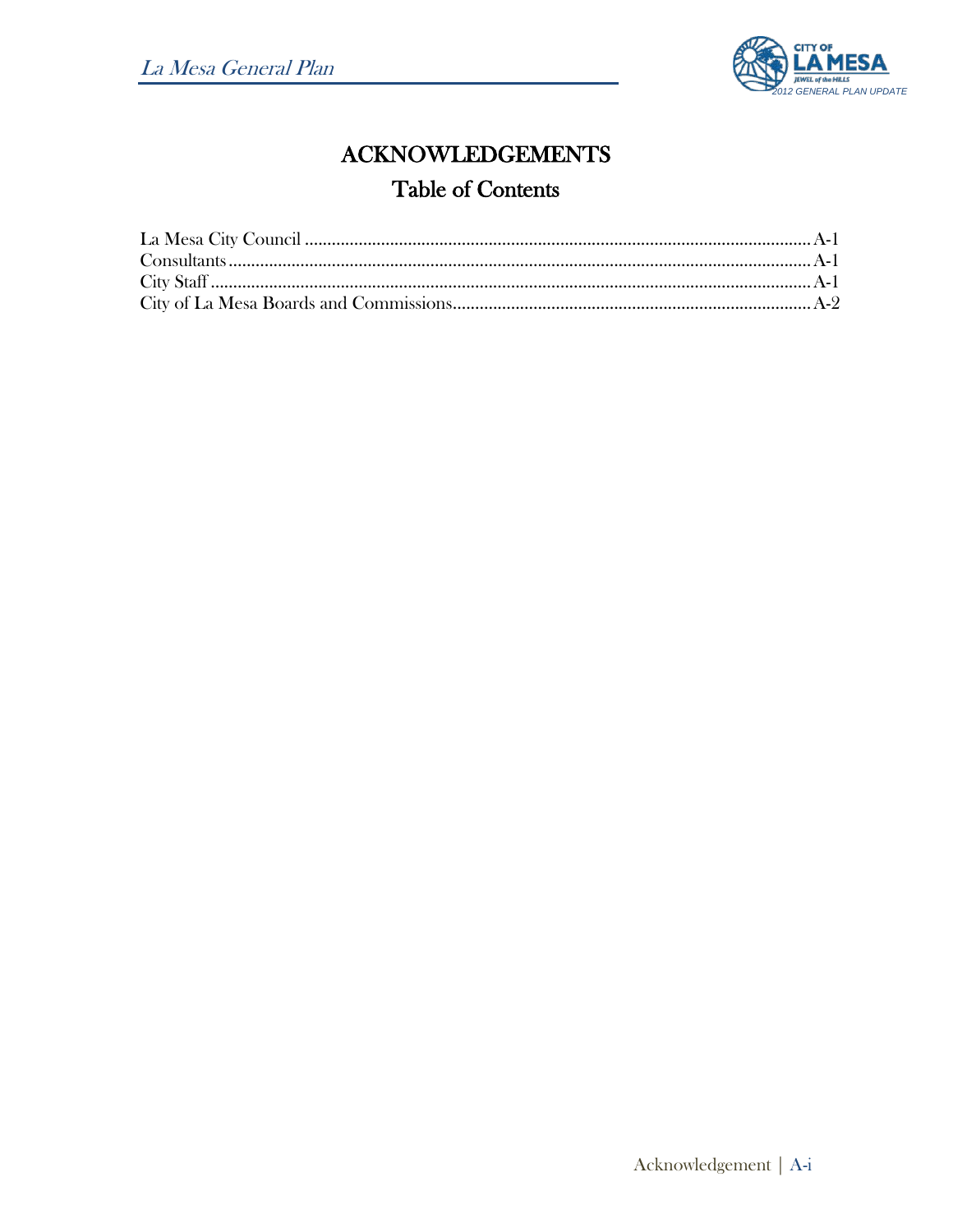# ACKNOWLEDGEMENTS

## Table of Contents

La Mesa City Council .......... A-1
Consultants .......... A-1
City Staff .......... A-1
City of La Mesa Boards and Commissions .......... A-2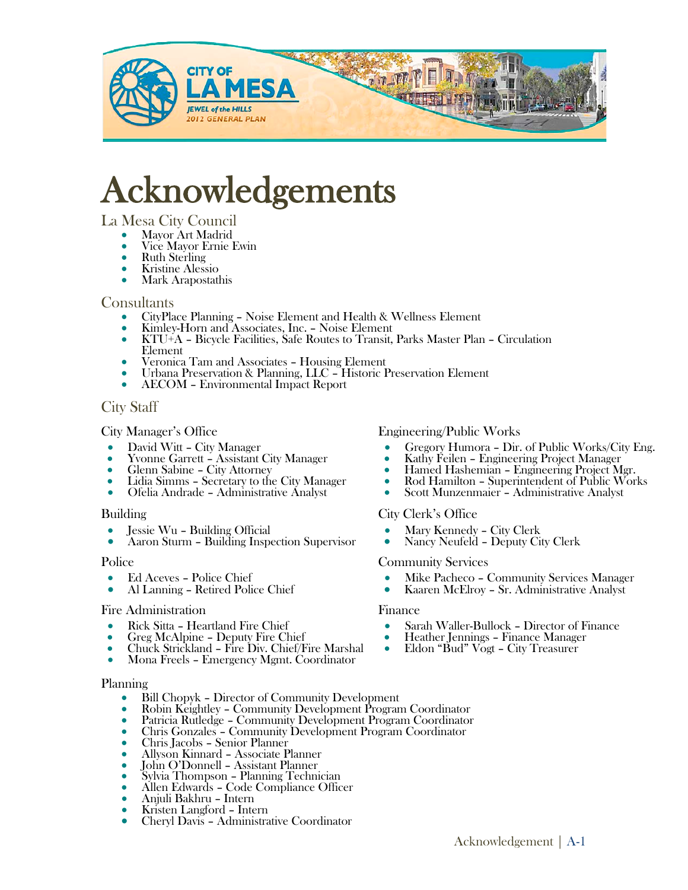# Acknowledgements

## La Mesa City Council

- Mayor Art Madrid
- Vice Mayor Ernie Ewin
- Ruth Sterling
- Kristine Alessio
- Mark Arapostathis

## Consultants

- CityPlace Planning – Noise Element and Health & Wellness Element
- Kimley-Horn and Associates, Inc. – Noise Element
- KTU+A – Bicycle Facilities, Safe Routes to Transit, Parks Master Plan – Circulation Element
- Veronica Tam and Associates – Housing Element
- Urbana Preservation & Planning, LLC – Historic Preservation Element
- AECOM – Environmental Impact Report

## City Staff

### City Manager's Office

- David Witt – City Manager
- Yvonne Garrett – Assistant City Manager
- Glenn Sabine – City Attorney
- Lidia Simms – Secretary to the City Manager
- Ofelia Andrade – Administrative Analyst

### Building

- Jessie Wu – Building Official
- Aaron Sturm – Building Inspection Supervisor

### Police

- Ed Aceves – Police Chief
- Al Lanning – Retired Police Chief

### Fire Administration

- Rick Sitta – Heartland Fire Chief
- Greg McAlpine – Deputy Fire Chief
- Chuck Strickland – Fire Div. Chief/Fire Marshal
- Mona Freels – Emergency Mgmt. Coordinator

### Engineering/Public Works

- Gregory Humora – Dir. of Public Works/City Eng.
- Kathy Feilen – Engineering Project Manager
- Hamed Hashemian – Engineering Project Mgr.
- Rod Hamilton – Superintendent of Public Works
- Scott Munzenmaier – Administrative Analyst

### City Clerk's Office

- Mary Kennedy – City Clerk
- Nancy Neufeld – Deputy City Clerk

### Community Services

- Mike Pacheco – Community Services Manager
- Kaaren McElroy – Sr. Administrative Analyst

### Finance

- Sarah Waller-Bullock – Director of Finance
- Heather Jennings – Finance Manager
- Eldon "Bud" Vogt – City Treasurer

### Planning

- Bill Chopyk – Director of Community Development
- Robin Keightley – Community Development Program Coordinator
- Patricia Rutledge – Community Development Program Coordinator
- Chris Gonzales – Community Development Program Coordinator
- Chris Jacobs – Senior Planner
- Allyson Kinnard – Associate Planner
- John O'Donnell – Assistant Planner
- Sylvia Thompson – Planning Technician
- Allen Edwards – Code Compliance Officer
- Anjuli Bakhru – Intern
- Kristen Langford – Intern
- Cheryl Davis – Administrative Coordinator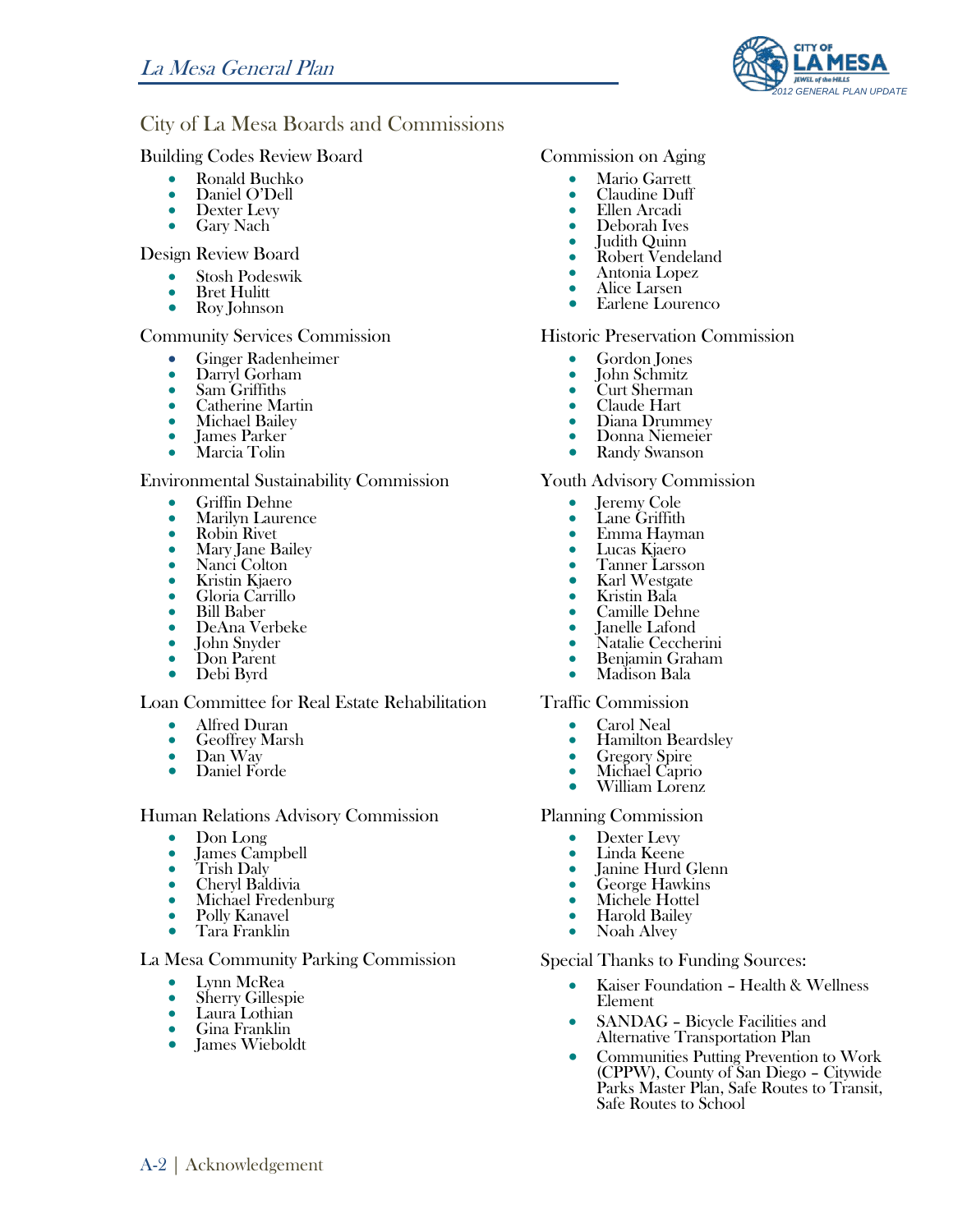## City of La Mesa Boards and Commissions

### Building Codes Review Board

- Ronald Buchko
- Daniel O'Dell
- Dexter Levy
- Gary Nach

### Design Review Board

- Stosh Podeswik
- Bret Hulitt
- Roy Johnson

### Community Services Commission

- Ginger Radenheimer
- Darryl Gorham
- Sam Griffiths
- Catherine Martin
- Michael Bailey
- James Parker
- Marcia Tolin

### Environmental Sustainability Commission

- Griffin Dehne
- Marilyn Laurence
- Robin Rivet
- Mary Jane Bailey
- Nanci Colton
- Kristin Kjaero
- Gloria Carrillo
- Bill Baber
- DeAna Verbeke
- John Snyder
- Don Parent
- Debi Byrd

### Loan Committee for Real Estate Rehabilitation

- Alfred Duran
- Geoffrey Marsh
- Dan Way
- Daniel Forde

### Human Relations Advisory Commission

- Don Long
- James Campbell
- Trish Daly
- Cheryl Baldivia
- Michael Fredenburg
- Polly Kanavel
- Tara Franklin

### La Mesa Community Parking Commission

- Lynn McRea
- Sherry Gillespie
- Laura Lothian
- Gina Franklin
- James Wieboldt

### Commission on Aging

- Mario Garrett
- Claudine Duff
- Ellen Arcadi
- Deborah Ives
- Judith Quinn
- Robert Vendeland
- Antonia Lopez
- Alice Larsen
- Earlene Lourenco

### Historic Preservation Commission

- Gordon Jones
- John Schmitz
- Curt Sherman
- Claude Hart
- Diana Drummey
- Donna Niemeier
- Randy Swanson

### Youth Advisory Commission

- Jeremy Cole
- Lane Griffith
- Emma Hayman
- Lucas Kjaero
- Tanner Larsson
- Karl Westgate
- Kristin Bala
- Camille Dehne
- Janelle Lafond
- Natalie Ceccherini
- Benjamin Graham
- Madison Bala

### Traffic Commission

- Carol Neal
- Hamilton Beardsley
- Gregory Spire
- Michael Caprio
- William Lorenz

### Planning Commission

- Dexter Levy
- Linda Keene
- Janine Hurd Glenn
- George Hawkins
- Michele Hottel
- Harold Bailey
- Noah Alvey

### Special Thanks to Funding Sources:

- Kaiser Foundation – Health & Wellness Element
- SANDAG – Bicycle Facilities and Alternative Transportation Plan
- Communities Putting Prevention to Work (CPPW), County of San Diego – Citywide Parks Master Plan, Safe Routes to Transit, Safe Routes to School